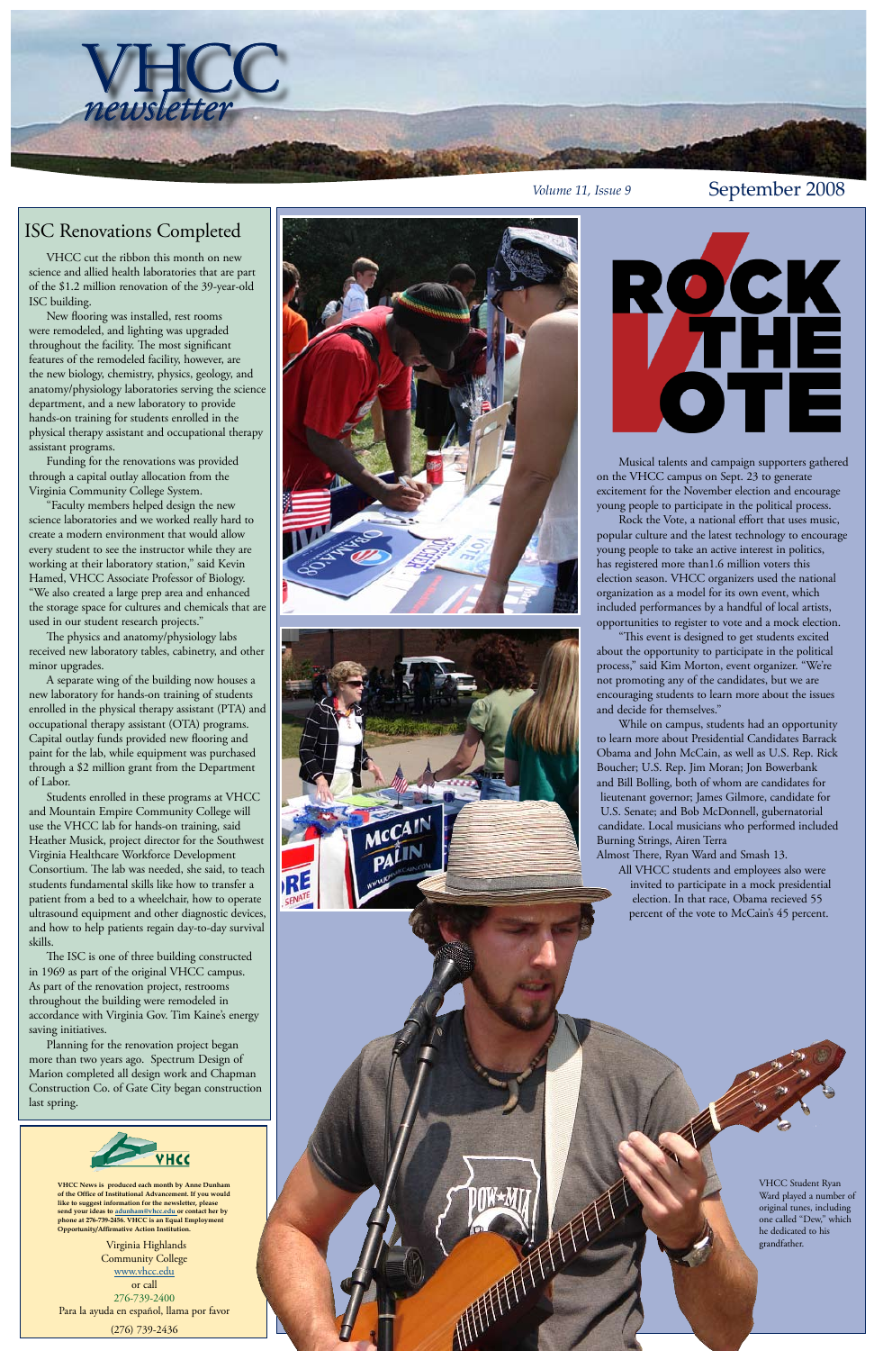# VHCC newsletter

*Volume 11, Issue 9* September 2008

## ISC Renovations Completed

VHCC cut the ribbon this month on new science and allied health laboratories that are part of the $1.2 million renovation of the 39-year-old ISC building.

New flooring was installed, rest rooms were remodeled, and lighting was upgraded throughout the facility. The most significant features of the remodeled facility, however, are the new biology, chemistry, physics, geology, and anatomy/physiology laboratories serving the science department, and a new laboratory to provide hands-on training for students enrolled in the physical therapy assistant and occupational therapy assistant programs.

Funding for the renovations was provided through a capital outlay allocation from the Virginia Community College System.

"Faculty members helped design the new science laboratories and we worked really hard to create a modern environment that would allow every student to see the instructor while they are working at their laboratory station," said Kevin Hamed, VHCC Associate Professor of Biology. "We also created a large prep area and enhanced the storage space for cultures and chemicals that are used in our student research projects."

The physics and anatomy/physiology labs received new laboratory tables, cabinetry, and other minor upgrades.

A separate wing of the building now houses a new laboratory for hands-on training of students enrolled in the physical therapy assistant (PTA) and occupational therapy assistant (OTA) programs. Capital outlay funds provided new flooring and paint for the lab, while equipment was purchased through a $2 million grant from the Department of Labor.

Students enrolled in these programs at VHCC and Mountain Empire Community College will use the VHCC lab for hands-on training, said Heather Musick, project director for the Southwest Virginia Healthcare Workforce Development Consortium. The lab was needed, she said, to teach students fundamental skills like how to transfer a patient from a bed to a wheelchair, how to operate ultrasound equipment and other diagnostic devices, and how to help patients regain day-to-day survival skills.

The ISC is one of three building constructed in 1969 as part of the original VHCC campus. As part of the renovation project, restrooms throughout the building were remodeled in accordance with Virginia Gov. Tim Kaine's energy saving initiatives.

Planning for the renovation project began more than two years ago. Spectrum Design of Marion completed all design work and Chapman Construction Co. of Gate City began construction last spring.

## ROCK THE VOTE

Musical talents and campaign supporters gathered on the VHCC campus on Sept. 23 to generate excitement for the November election and encourage young people to participate in the political process.

Rock the Vote, a national effort that uses music, popular culture and the latest technology to encourage young people to take an active interest in politics, has registered more than1.6 million voters this election season. VHCC organizers used the national organization as a model for its own event, which included performances by a handful of local artists, opportunities to register to vote and a mock election.

"This event is designed to get students excited about the opportunity to participate in the political process," said Kim Morton, event organizer. "We're not promoting any of the candidates, but we are encouraging students to learn more about the issues and decide for themselves."

While on campus, students had an opportunity to learn more about Presidential Candidates Barrack Obama and John McCain, as well as U.S. Rep. Rick Boucher; U.S. Rep. Jim Moran; Jon Bowerbank and Bill Bolling, both of whom are candidates for lieutenant governor; James Gilmore, candidate for U.S. Senate; and Bob McDonnell, gubernatorial candidate. Local musicians who performed included Burning Strings, Airen Terra Almost There, Ryan Ward and Smash 13.

All VHCC students and employees also were invited to participate in a mock presidential election. In that race, Obama recieved 55 percent of the vote to McCain's 45 percent.

VHCC Student Ryan Ward played a number of original tunes, including one called "Dew," which he dedicated to his grandfather.

**VHCC News is produced each month by Anne Dunham of the Office of Institutional Advancement. If you would like to suggest information for the newsletter, please send your ideas to adunham@vhcc.edu or contact her by phone at 276-739-2456. VHCC is an Equal Employment Opportunity/Affirmative Action Institution.**

Virginia Highlands Community College
www.vhcc.edu
or call
276-739-2400
Para la ayuda en español, llama por favor
(276) 739-2436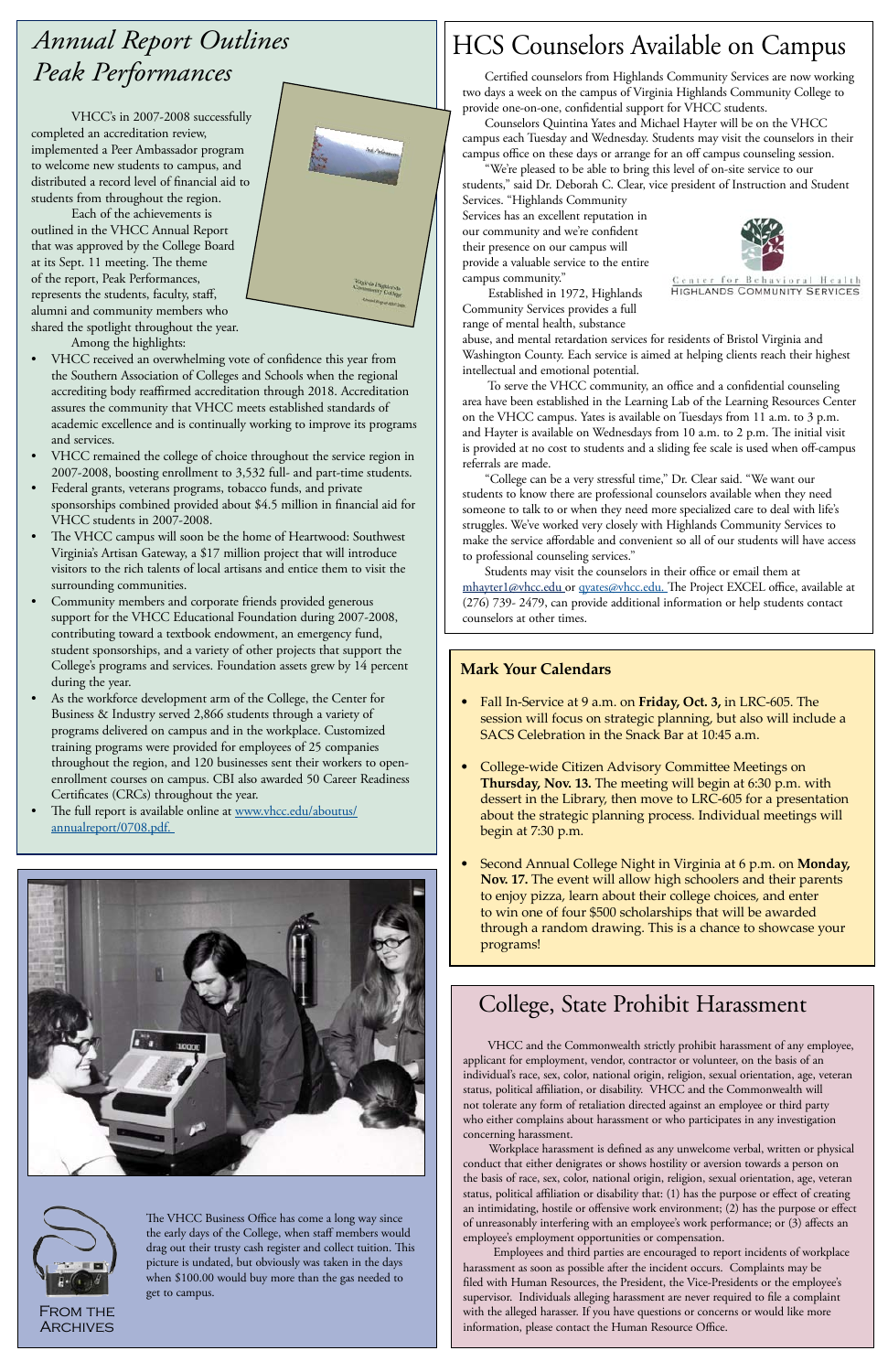# Annual Report Outlines Peak Performances

VHCC's in 2007-2008 successfully completed an accreditation review, implemented a Peer Ambassador program to welcome new students to campus, and distributed a record level of financial aid to students from throughout the region.

Each of the achievements is outlined in the VHCC Annual Report that was approved by the College Board at its Sept. 11 meeting. The theme of the report, Peak Performances, represents the students, faculty, staff, alumni and community members who shared the spotlight throughout the year.

Among the highlights:

- VHCC received an overwhelming vote of confidence this year from the Southern Association of Colleges and Schools when the regional accrediting body reaffirmed accreditation through 2018. Accreditation assures the community that VHCC meets established standards of academic excellence and is continually working to improve its programs and services.
- VHCC remained the college of choice throughout the service region in 2007-2008, boosting enrollment to 3,532 full- and part-time students.
- Federal grants, veterans programs, tobacco funds, and private sponsorships combined provided about $4.5 million in financial aid for VHCC students in 2007-2008.
- The VHCC campus will soon be the home of Heartwood: Southwest Virginia's Artisan Gateway, a $17 million project that will introduce visitors to the rich talents of local artisans and entice them to visit the surrounding communities.
- Community members and corporate friends provided generous support for the VHCC Educational Foundation during 2007-2008, contributing toward a textbook endowment, an emergency fund, student sponsorships, and a variety of other projects that support the College's programs and services. Foundation assets grew by 14 percent during the year.
- As the workforce development arm of the College, the Center for Business & Industry served 2,866 students through a variety of programs delivered on campus and in the workplace. Customized training programs were provided for employees of 25 companies throughout the region, and 120 businesses sent their workers to open-enrollment courses on campus. CBI also awarded 50 Career Readiness Certificates (CRCs) throughout the year.
- The full report is available online at www.vhcc.edu/aboutus/annualreport/0708.pdf.

# HCS Counselors Available on Campus

Certified counselors from Highlands Community Services are now working two days a week on the campus of Virginia Highlands Community College to provide one-on-one, confidential support for VHCC students.

Counselors Quintina Yates and Michael Hayter will be on the VHCC campus each Tuesday and Wednesday. Students may visit the counselors in their campus office on these days or arrange for an off campus counseling session.

"We're pleased to be able to bring this level of on-site service to our students," said Dr. Deborah C. Clear, vice president of Instruction and Student Services. "Highlands Community Services has an excellent reputation in our community and we're confident their presence on our campus will provide a valuable service to the entire campus community."

Established in 1972, Highlands Community Services provides a full range of mental health, substance abuse, and mental retardation services for residents of Bristol Virginia and Washington County. Each service is aimed at helping clients reach their highest intellectual and emotional potential.

To serve the VHCC community, an office and a confidential counseling area have been established in the Learning Lab of the Learning Resources Center on the VHCC campus. Yates is available on Tuesdays from 11 a.m. to 3 p.m. and Hayter is available on Wednesdays from 10 a.m. to 2 p.m. The initial visit is provided at no cost to students and a sliding fee scale is used when off-campus referrals are made.

"College can be a very stressful time," Dr. Clear said. "We want our students to know there are professional counselors available when they need someone to talk to or when they need more specialized care to deal with life's struggles. We've worked very closely with Highlands Community Services to make the service affordable and convenient so all of our students will have access to professional counseling services."

Students may visit the counselors in their office or email them at mhayter1@vhcc.edu or qyates@vhcc.edu. The Project EXCEL office, available at (276) 739- 2479, can provide additional information or help students contact counselors at other times.

## Mark Your Calendars

- Fall In-Service at 9 a.m. on **Friday, Oct. 3,** in LRC-605. The session will focus on strategic planning, but also will include a SACS Celebration in the Snack Bar at 10:45 a.m.
- College-wide Citizen Advisory Committee Meetings on **Thursday, Nov. 13.** The meeting will begin at 6:30 p.m. with dessert in the Library, then move to LRC-605 for a presentation about the strategic planning process. Individual meetings will begin at 7:30 p.m.
- Second Annual College Night in Virginia at 6 p.m. on **Monday, Nov. 17.** The event will allow high schoolers and their parents to enjoy pizza, learn about their college choices, and enter to win one of four $500 scholarships that will be awarded through a random drawing. This is a chance to showcase your programs!

## From the Archives

The VHCC Business Office has come a long way since the early days of the College, when staff members would drag out their trusty cash register and collect tuition. This picture is undated, but obviously was taken in the days when $100.00 would buy more than the gas needed to get to campus.

# College, State Prohibit Harassment

VHCC and the Commonwealth strictly prohibit harassment of any employee, applicant for employment, vendor, contractor or volunteer, on the basis of an individual's race, sex, color, national origin, religion, sexual orientation, age, veteran status, political affiliation, or disability. VHCC and the Commonwealth will not tolerate any form of retaliation directed against an employee or third party who either complains about harassment or who participates in any investigation concerning harassment.

Workplace harassment is defined as any unwelcome verbal, written or physical conduct that either denigrates or shows hostility or aversion towards a person on the basis of race, sex, color, national origin, religion, sexual orientation, age, veteran status, political affiliation or disability that: (1) has the purpose or effect of creating an intimidating, hostile or offensive work environment; (2) has the purpose or effect of unreasonably interfering with an employee's work performance; or (3) affects an employee's employment opportunities or compensation.

Employees and third parties are encouraged to report incidents of workplace harassment as soon as possible after the incident occurs. Complaints may be filed with Human Resources, the President, the Vice-Presidents or the employee's supervisor. Individuals alleging harassment are never required to file a complaint with the alleged harasser. If you have questions or concerns or would like more information, please contact the Human Resource Office.